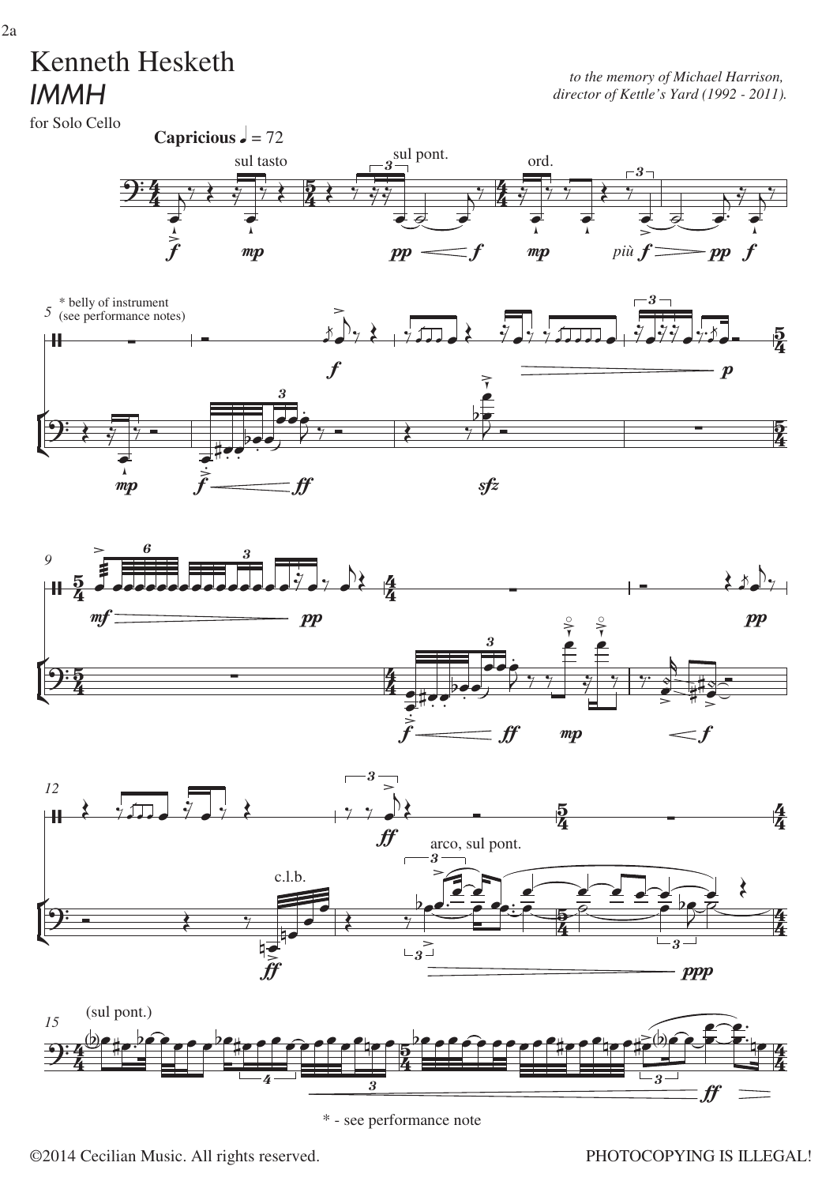# Kenneth Hesketh

## *IMMH*

for Solo Cello

*to the memory of Michael Harrison, director of Kettle's Yard (1992 - 2011).*

**Capricious** ♩ = 72

\* - see performance note

©2014 Cecilian Music. All rights reserved.

PHOTOCOPYING IS ILLEGAL!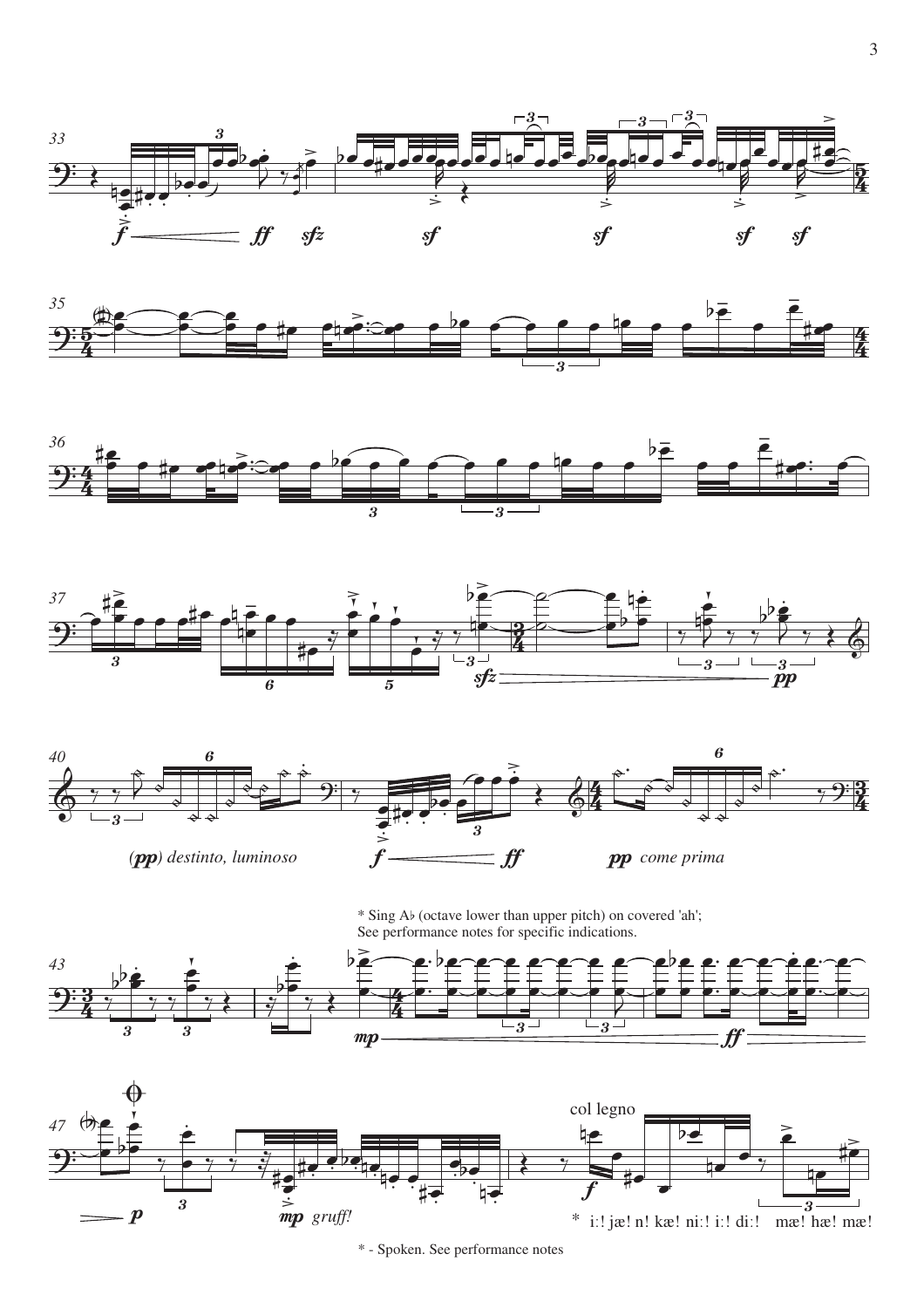(*pp*) *destinto, luminoso*

*pp* *come prima*

\* Sing A♭ (octave lower than upper pitch) on covered 'ah';
See performance notes for specific indications.

*mp* *gruff!*

col legno

\* i:! jæ! n! kæ! ni:! i:! di:! mæ! hæ! mæ!

\* - Spoken. See performance notes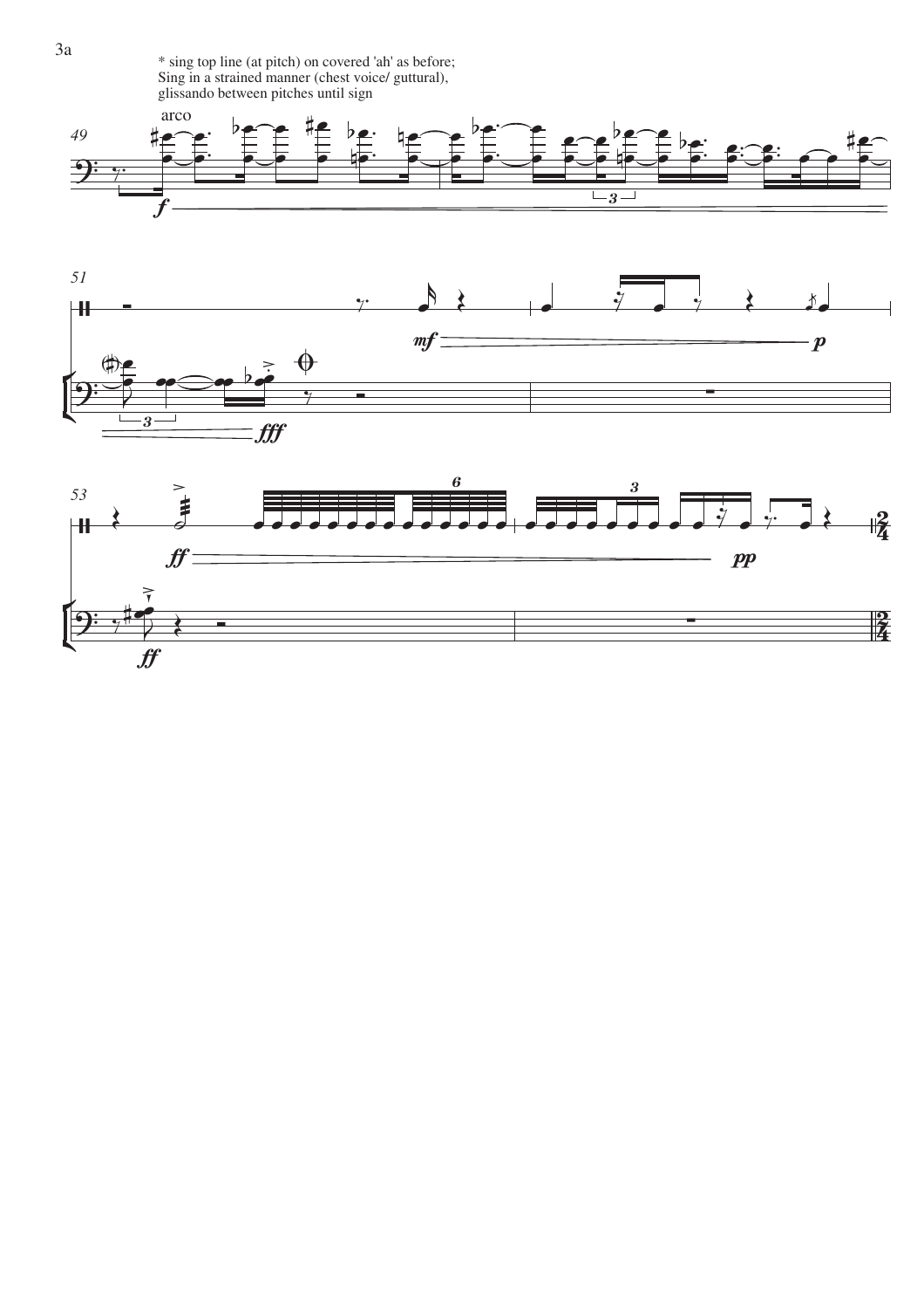\* sing top line (at pitch) on covered 'ah' as before;
Sing in a strained manner (chest voice/ guttural),
glissando between pitches until sign